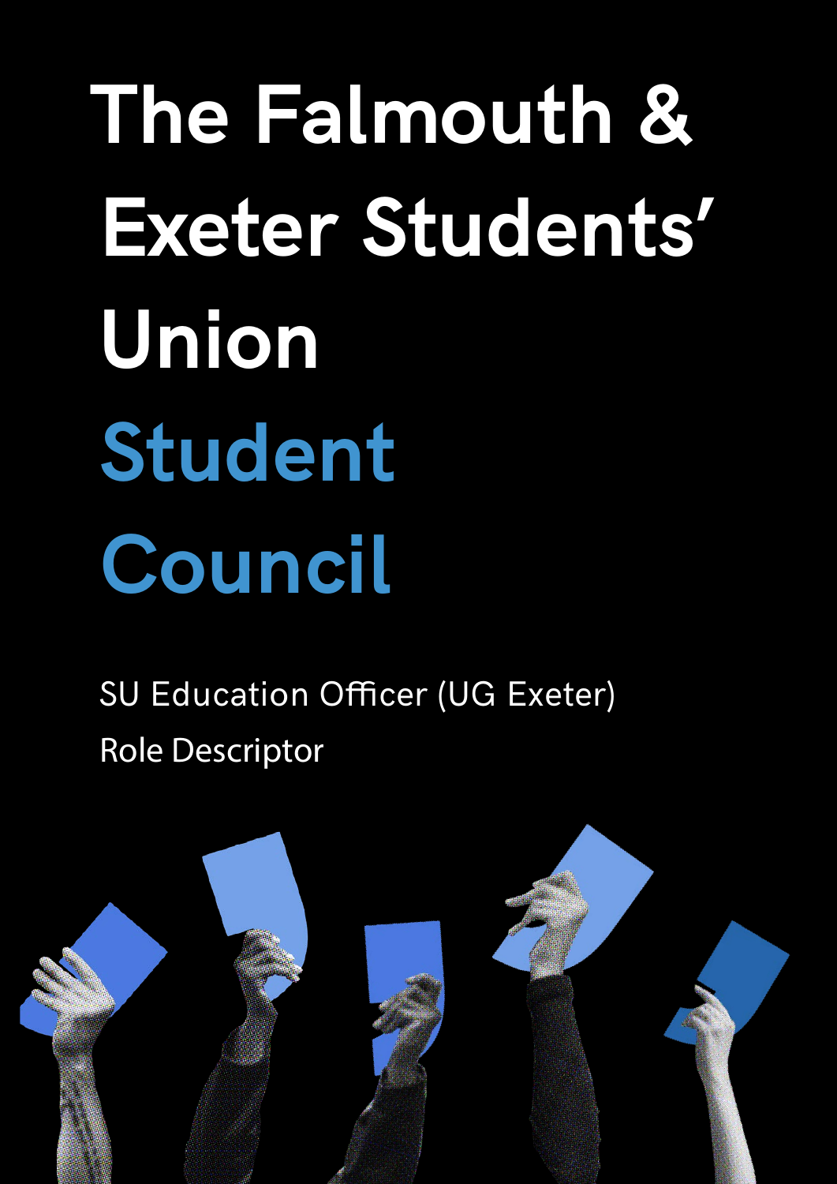# The Falmouth & Exeter Students' Union

# Student Council

SU Education Officer (UG Exeter)

Role Descriptor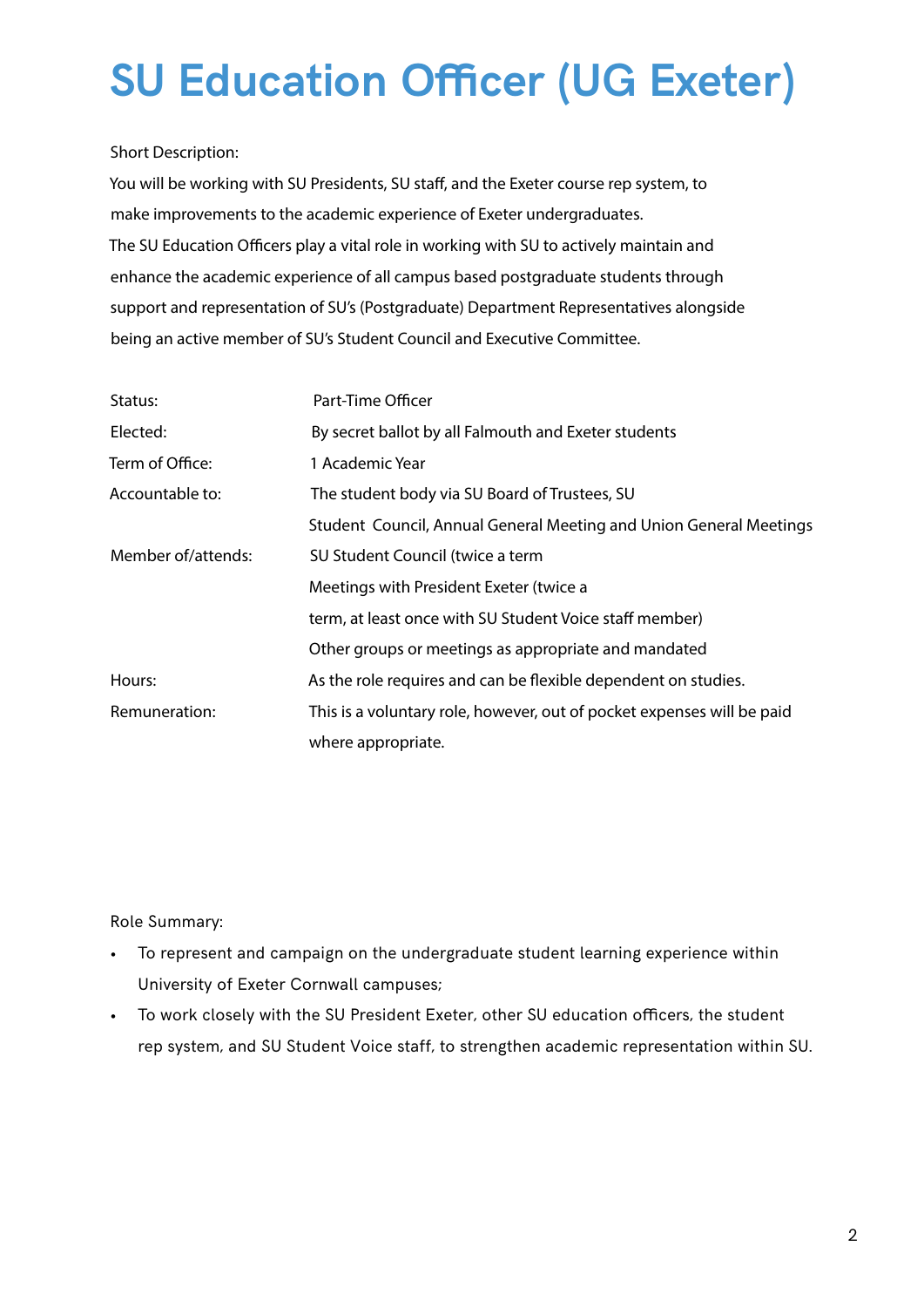# SU Education Officer (UG Exeter)

Short Description:

You will be working with SU Presidents, SU staff, and the Exeter course rep system, to make improvements to the academic experience of Exeter undergraduates.
The SU Education Officers play a vital role in working with SU to actively maintain and enhance the academic experience of all campus based postgraduate students through support and representation of SU's (Postgraduate) Department Representatives alongside being an active member of SU's Student Council and Executive Committee.

| | |
|---|---|
| Status: | Part-Time Officer |
| Elected: | By secret ballot by all Falmouth and Exeter students |
| Term of Office: | 1 Academic Year |
| Accountable to: | The student body via SU Board of Trustees, SU Student Council, Annual General Meeting and Union General Meetings |
| Member of/attends: | SU Student Council (twice a term<br>Meetings with President Exeter (twice a term, at least once with SU Student Voice staff member)<br>Other groups or meetings as appropriate and mandated |
| Hours: | As the role requires and can be flexible dependent on studies. |
| Remuneration: | This is a voluntary role, however, out of pocket expenses will be paid where appropriate. |

Role Summary:

- To represent and campaign on the undergraduate student learning experience within University of Exeter Cornwall campuses;
- To work closely with the SU President Exeter, other SU education officers, the student rep system, and SU Student Voice staff, to strengthen academic representation within SU.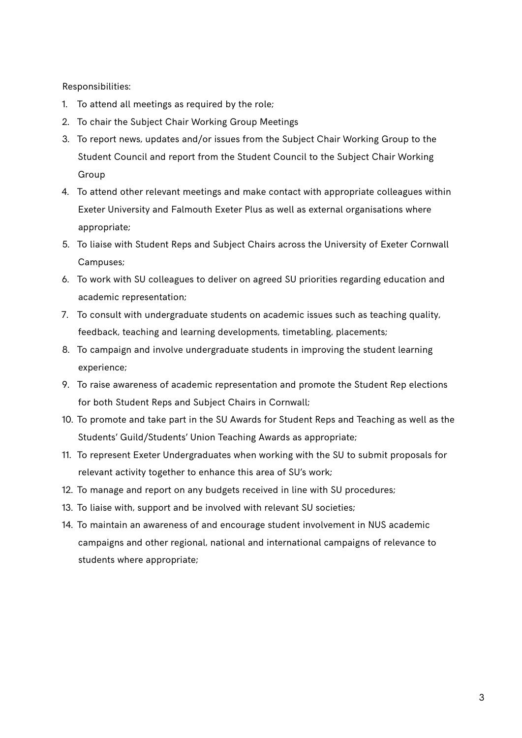Responsibilities:

1. To attend all meetings as required by the role;
2. To chair the Subject Chair Working Group Meetings
3. To report news, updates and/or issues from the Subject Chair Working Group to the Student Council and report from the Student Council to the Subject Chair Working Group
4. To attend other relevant meetings and make contact with appropriate colleagues within Exeter University and Falmouth Exeter Plus as well as external organisations where appropriate;
5. To liaise with Student Reps and Subject Chairs across the University of Exeter Cornwall Campuses;
6. To work with SU colleagues to deliver on agreed SU priorities regarding education and academic representation;
7. To consult with undergraduate students on academic issues such as teaching quality, feedback, teaching and learning developments, timetabling, placements;
8. To campaign and involve undergraduate students in improving the student learning experience;
9. To raise awareness of academic representation and promote the Student Rep elections for both Student Reps and Subject Chairs in Cornwall;
10. To promote and take part in the SU Awards for Student Reps and Teaching as well as the Students' Guild/Students' Union Teaching Awards as appropriate;
11. To represent Exeter Undergraduates when working with the SU to submit proposals for relevant activity together to enhance this area of SU's work;
12. To manage and report on any budgets received in line with SU procedures;
13. To liaise with, support and be involved with relevant SU societies;
14. To maintain an awareness of and encourage student involvement in NUS academic campaigns and other regional, national and international campaigns of relevance to students where appropriate;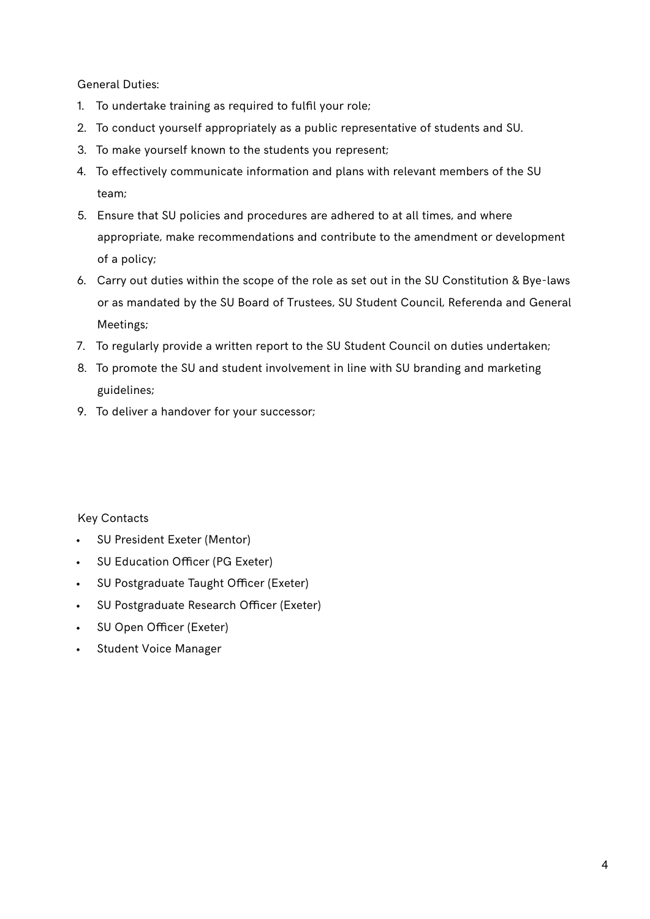General Duties:

1. To undertake training as required to fulfil your role;
2. To conduct yourself appropriately as a public representative of students and SU.
3. To make yourself known to the students you represent;
4. To effectively communicate information and plans with relevant members of the SU team;
5. Ensure that SU policies and procedures are adhered to at all times, and where appropriate, make recommendations and contribute to the amendment or development of a policy;
6. Carry out duties within the scope of the role as set out in the SU Constitution & Bye-laws or as mandated by the SU Board of Trustees, SU Student Council, Referenda and General Meetings;
7. To regularly provide a written report to the SU Student Council on duties undertaken;
8. To promote the SU and student involvement in line with SU branding and marketing guidelines;
9. To deliver a handover for your successor;

Key Contacts

- SU President Exeter (Mentor)
- SU Education Officer (PG Exeter)
- SU Postgraduate Taught Officer (Exeter)
- SU Postgraduate Research Officer (Exeter)
- SU Open Officer (Exeter)
- Student Voice Manager